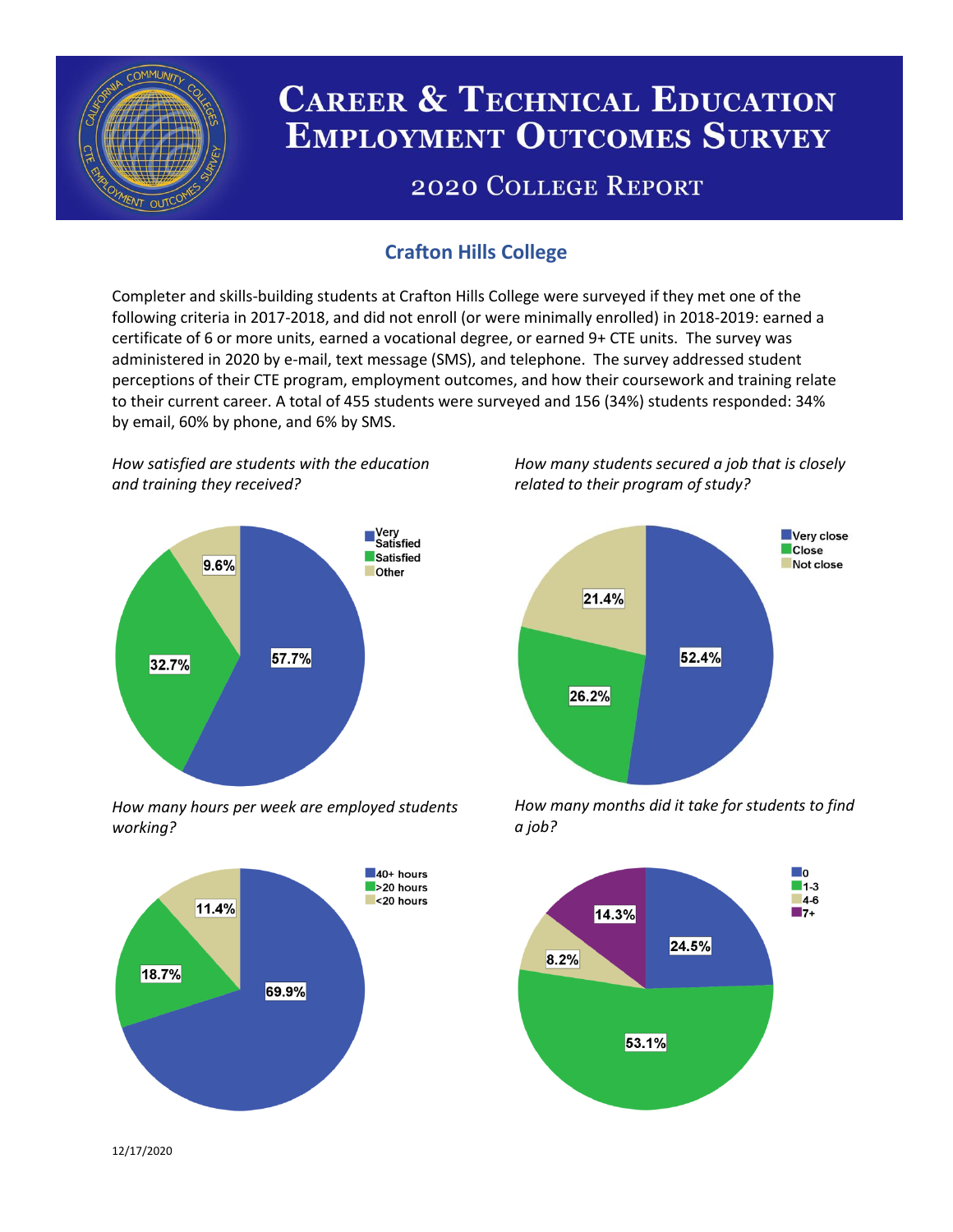# Career & Technical Education Employment Outcomes Survey

## 2020 College Report

### Crafton Hills College

Completer and skills-building students at Crafton Hills College were surveyed if they met one of the following criteria in 2017-2018, and did not enroll (or were minimally enrolled) in 2018-2019: earned a certificate of 6 or more units, earned a vocational degree, or earned 9+ CTE units. The survey was administered in 2020 by e-mail, text message (SMS), and telephone. The survey addressed student perceptions of their CTE program, employment outcomes, and how their coursework and training relate to their current career. A total of 455 students were surveyed and 156 (34%) students responded: 34% by email, 60% by phone, and 6% by SMS.

*How satisfied are students with the education and training they received?*

| Response | Percent |
| --- | --- |
| Very Satisfied | 57.7% |
| Satisfied | 32.7% |
| Other | 9.6% |

*How many students secured a job that is closely related to their program of study?*

| Response | Percent |
| --- | --- |
| Very close | 52.4% |
| Close | 26.2% |
| Not close | 21.4% |

*How many hours per week are employed students working?*

| Response | Percent |
| --- | --- |
| 40+ hours | 69.9% |
| >20 hours | 18.7% |
| <20 hours | 11.4% |

*How many months did it take for students to find a job?*

| Response | Percent |
| --- | --- |
| 0 | 24.5% |
| 1-3 | 53.1% |
| 4-6 | 8.2% |
| 7+ | 14.3% |

12/17/2020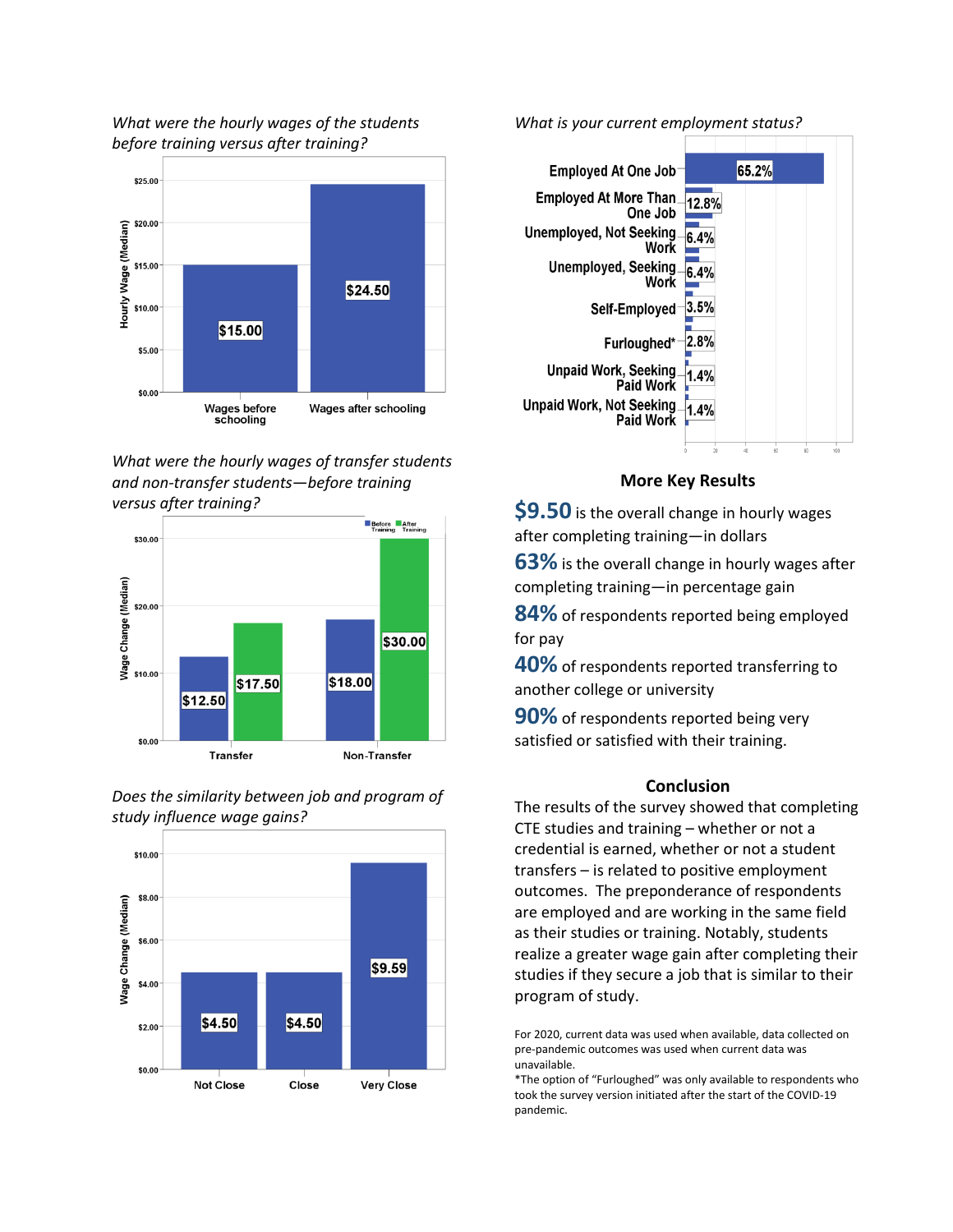*What were the hourly wages of the students before training versus after training?*

Hourly Wage (Median)

$25.00
$20.00
$15.00
$10.00
$5.00
$0.00

$15.00
$24.50

Wages before schooling
Wages after schooling

*What were the hourly wages of transfer students and non-transfer students—before training versus after training?*

Before Training
After Training

Wage Change (Median)

$30.00
$20.00
$10.00
$0.00

$12.50
$17.50
$18.00
$30.00

Transfer
Non-Transfer

*Does the similarity between job and program of study influence wage gains?*

Wage Change (Median)

$10.00
$8.00
$6.00
$4.00
$2.00
$0.00

$4.50
$4.50
$9.59

Not Close
Close
Very Close

*What is your current employment status?*

Employed At One Job 65.2%
Employed At More Than One Job 12.8%
Unemployed, Not Seeking Work 6.4%
Unemployed, Seeking Work 6.4%
Self-Employed 3.5%
Furloughed* 2.8%
Unpaid Work, Seeking Paid Work 1.4%
Unpaid Work, Not Seeking Paid Work 1.4%

0
20
40
60
80
100

## More Key Results

**$9.50** is the overall change in hourly wages after completing training—in dollars

**63%** is the overall change in hourly wages after completing training—in percentage gain

**84%** of respondents reported being employed for pay

**40%** of respondents reported transferring to another college or university

**90%** of respondents reported being very satisfied or satisfied with their training.

## Conclusion

The results of the survey showed that completing CTE studies and training – whether or not a credential is earned, whether or not a student transfers – is related to positive employment outcomes. The preponderance of respondents are employed and are working in the same field as their studies or training. Notably, students realize a greater wage gain after completing their studies if they secure a job that is similar to their program of study.

For 2020, current data was used when available, data collected on pre-pandemic outcomes was used when current data was unavailable.
*The option of "Furloughed" was only available to respondents who took the survey version initiated after the start of the COVID-19 pandemic.